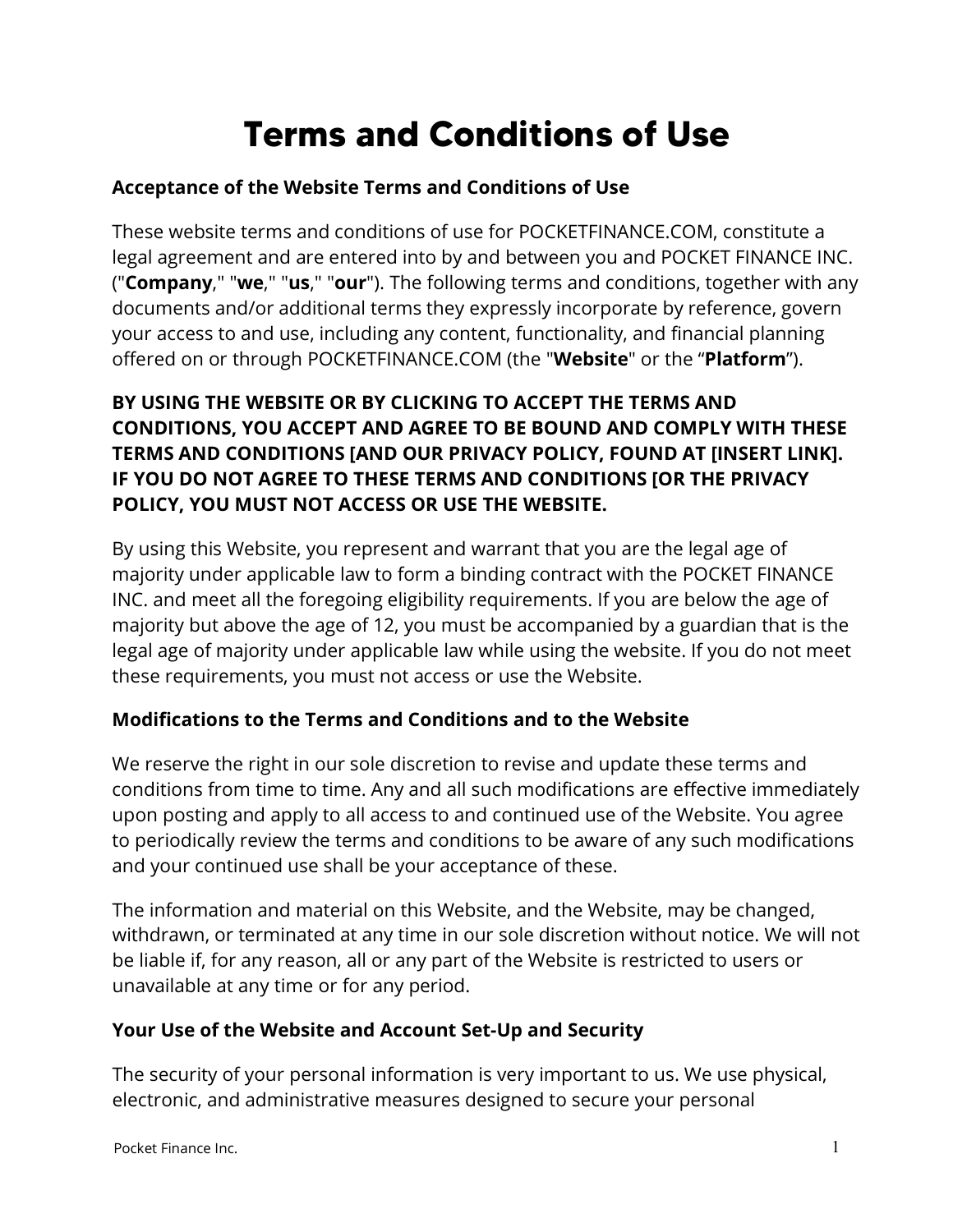# Terms and Conditions of Use

**Acceptance of the Website Terms and Conditions of Use**

These website terms and conditions of use for POCKETFINANCE.COM, constitute a legal agreement and are entered into by and between you and POCKET FINANCE INC. ("**Company**," "**we**," "**us**," "**our**"). The following terms and conditions, together with any documents and/or additional terms they expressly incorporate by reference, govern your access to and use, including any content, functionality, and financial planning offered on or through POCKETFINANCE.COM (the "**Website**" or the “**Platform**”).

**BY USING THE WEBSITE OR BY CLICKING TO ACCEPT THE TERMS AND CONDITIONS, YOU ACCEPT AND AGREE TO BE BOUND AND COMPLY WITH THESE TERMS AND CONDITIONS [AND OUR PRIVACY POLICY, FOUND AT [INSERT LINK]. IF YOU DO NOT AGREE TO THESE TERMS AND CONDITIONS [OR THE PRIVACY POLICY, YOU MUST NOT ACCESS OR USE THE WEBSITE.**

By using this Website, you represent and warrant that you are the legal age of majority under applicable law to form a binding contract with the POCKET FINANCE INC. and meet all the foregoing eligibility requirements. If you are below the age of majority but above the age of 12, you must be accompanied by a guardian that is the legal age of majority under applicable law while using the website. If you do not meet these requirements, you must not access or use the Website.

**Modifications to the Terms and Conditions and to the Website**

We reserve the right in our sole discretion to revise and update these terms and conditions from time to time. Any and all such modifications are effective immediately upon posting and apply to all access to and continued use of the Website. You agree to periodically review the terms and conditions to be aware of any such modifications and your continued use shall be your acceptance of these.

The information and material on this Website, and the Website, may be changed, withdrawn, or terminated at any time in our sole discretion without notice. We will not be liable if, for any reason, all or any part of the Website is restricted to users or unavailable at any time or for any period.

**Your Use of the Website and Account Set-Up and Security**

The security of your personal information is very important to us. We use physical, electronic, and administrative measures designed to secure your personal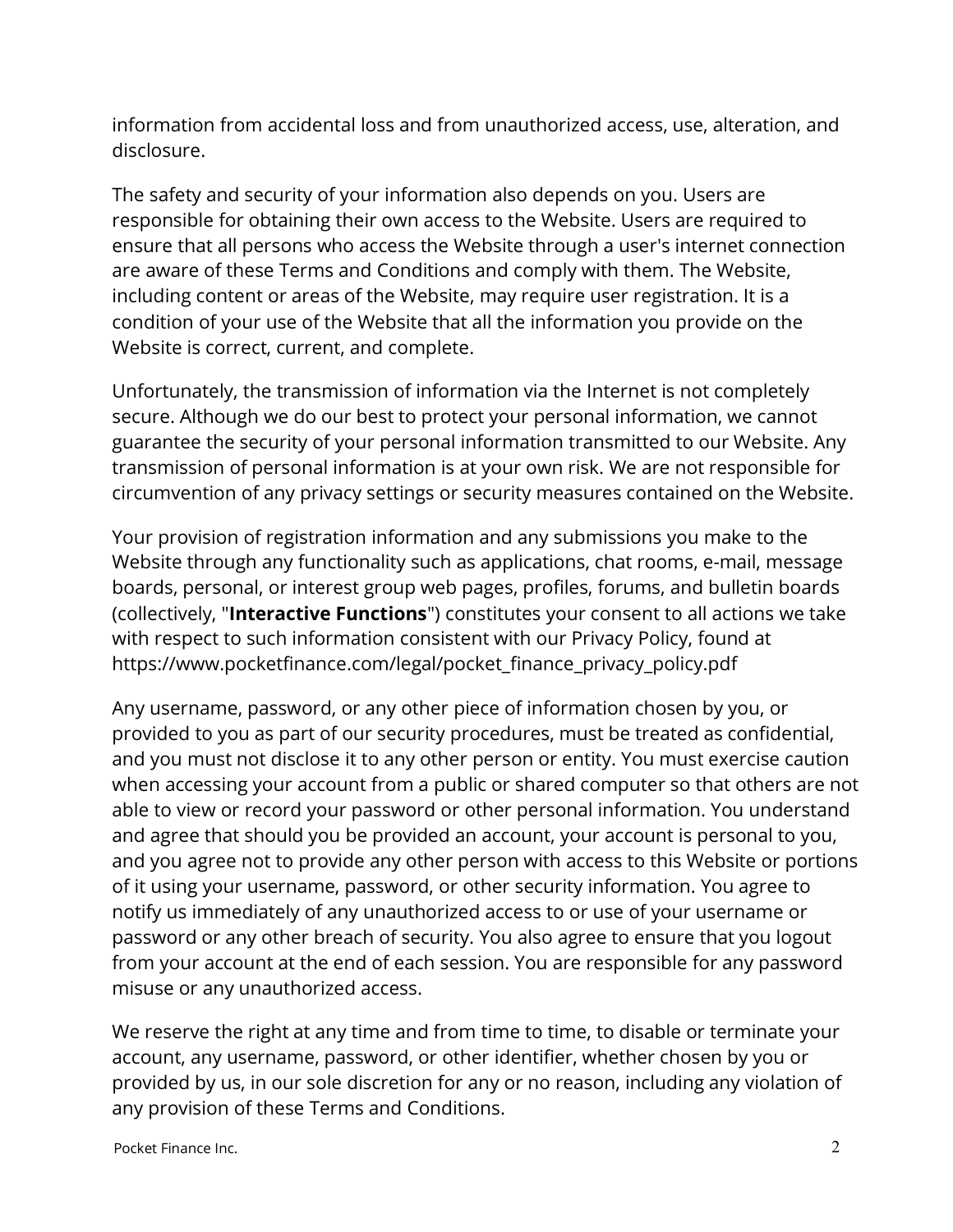information from accidental loss and from unauthorized access, use, alteration, and disclosure.

The safety and security of your information also depends on you. Users are responsible for obtaining their own access to the Website. Users are required to ensure that all persons who access the Website through a user's internet connection are aware of these Terms and Conditions and comply with them. The Website, including content or areas of the Website, may require user registration. It is a condition of your use of the Website that all the information you provide on the Website is correct, current, and complete.

Unfortunately, the transmission of information via the Internet is not completely secure. Although we do our best to protect your personal information, we cannot guarantee the security of your personal information transmitted to our Website. Any transmission of personal information is at your own risk. We are not responsible for circumvention of any privacy settings or security measures contained on the Website.

Your provision of registration information and any submissions you make to the Website through any functionality such as applications, chat rooms, e-mail, message boards, personal, or interest group web pages, profiles, forums, and bulletin boards (collectively, "**Interactive Functions**") constitutes your consent to all actions we take with respect to such information consistent with our Privacy Policy, found at https://www.pocketfinance.com/legal/pocket_finance_privacy_policy.pdf

Any username, password, or any other piece of information chosen by you, or provided to you as part of our security procedures, must be treated as confidential, and you must not disclose it to any other person or entity. You must exercise caution when accessing your account from a public or shared computer so that others are not able to view or record your password or other personal information. You understand and agree that should you be provided an account, your account is personal to you, and you agree not to provide any other person with access to this Website or portions of it using your username, password, or other security information. You agree to notify us immediately of any unauthorized access to or use of your username or password or any other breach of security. You also agree to ensure that you logout from your account at the end of each session. You are responsible for any password misuse or any unauthorized access.

We reserve the right at any time and from time to time, to disable or terminate your account, any username, password, or other identifier, whether chosen by you or provided by us, in our sole discretion for any or no reason, including any violation of any provision of these Terms and Conditions.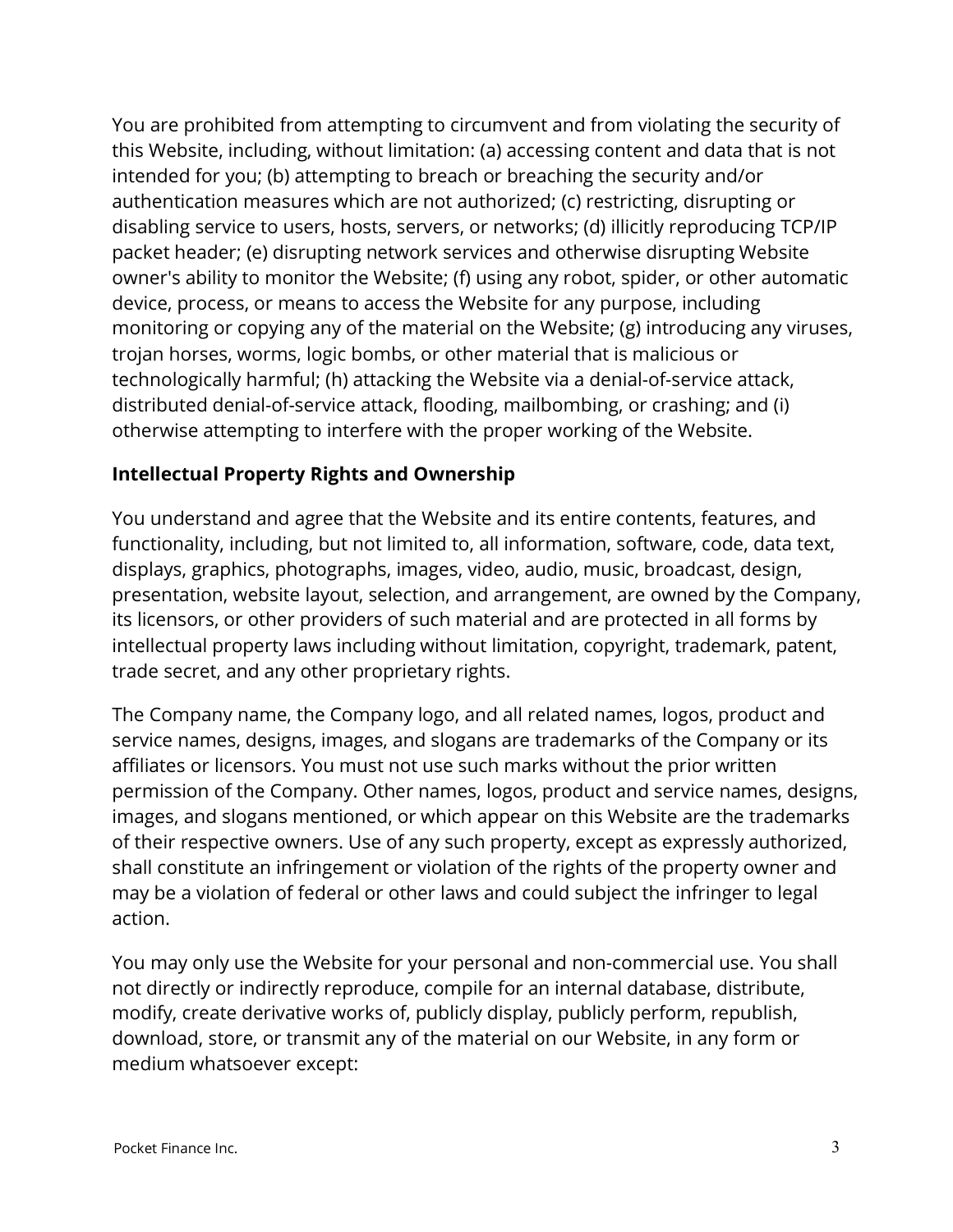You are prohibited from attempting to circumvent and from violating the security of this Website, including, without limitation: (a) accessing content and data that is not intended for you; (b) attempting to breach or breaching the security and/or authentication measures which are not authorized; (c) restricting, disrupting or disabling service to users, hosts, servers, or networks; (d) illicitly reproducing TCP/IP packet header; (e) disrupting network services and otherwise disrupting Website owner's ability to monitor the Website; (f) using any robot, spider, or other automatic device, process, or means to access the Website for any purpose, including monitoring or copying any of the material on the Website; (g) introducing any viruses, trojan horses, worms, logic bombs, or other material that is malicious or technologically harmful; (h) attacking the Website via a denial-of-service attack, distributed denial-of-service attack, flooding, mailbombing, or crashing; and (i) otherwise attempting to interfere with the proper working of the Website.

**Intellectual Property Rights and Ownership**

You understand and agree that the Website and its entire contents, features, and functionality, including, but not limited to, all information, software, code, data text, displays, graphics, photographs, images, video, audio, music, broadcast, design, presentation, website layout, selection, and arrangement, are owned by the Company, its licensors, or other providers of such material and are protected in all forms by intellectual property laws including without limitation, copyright, trademark, patent, trade secret, and any other proprietary rights.

The Company name, the Company logo, and all related names, logos, product and service names, designs, images, and slogans are trademarks of the Company or its affiliates or licensors. You must not use such marks without the prior written permission of the Company. Other names, logos, product and service names, designs, images, and slogans mentioned, or which appear on this Website are the trademarks of their respective owners. Use of any such property, except as expressly authorized, shall constitute an infringement or violation of the rights of the property owner and may be a violation of federal or other laws and could subject the infringer to legal action.

You may only use the Website for your personal and non-commercial use. You shall not directly or indirectly reproduce, compile for an internal database, distribute, modify, create derivative works of, publicly display, publicly perform, republish, download, store, or transmit any of the material on our Website, in any form or medium whatsoever except: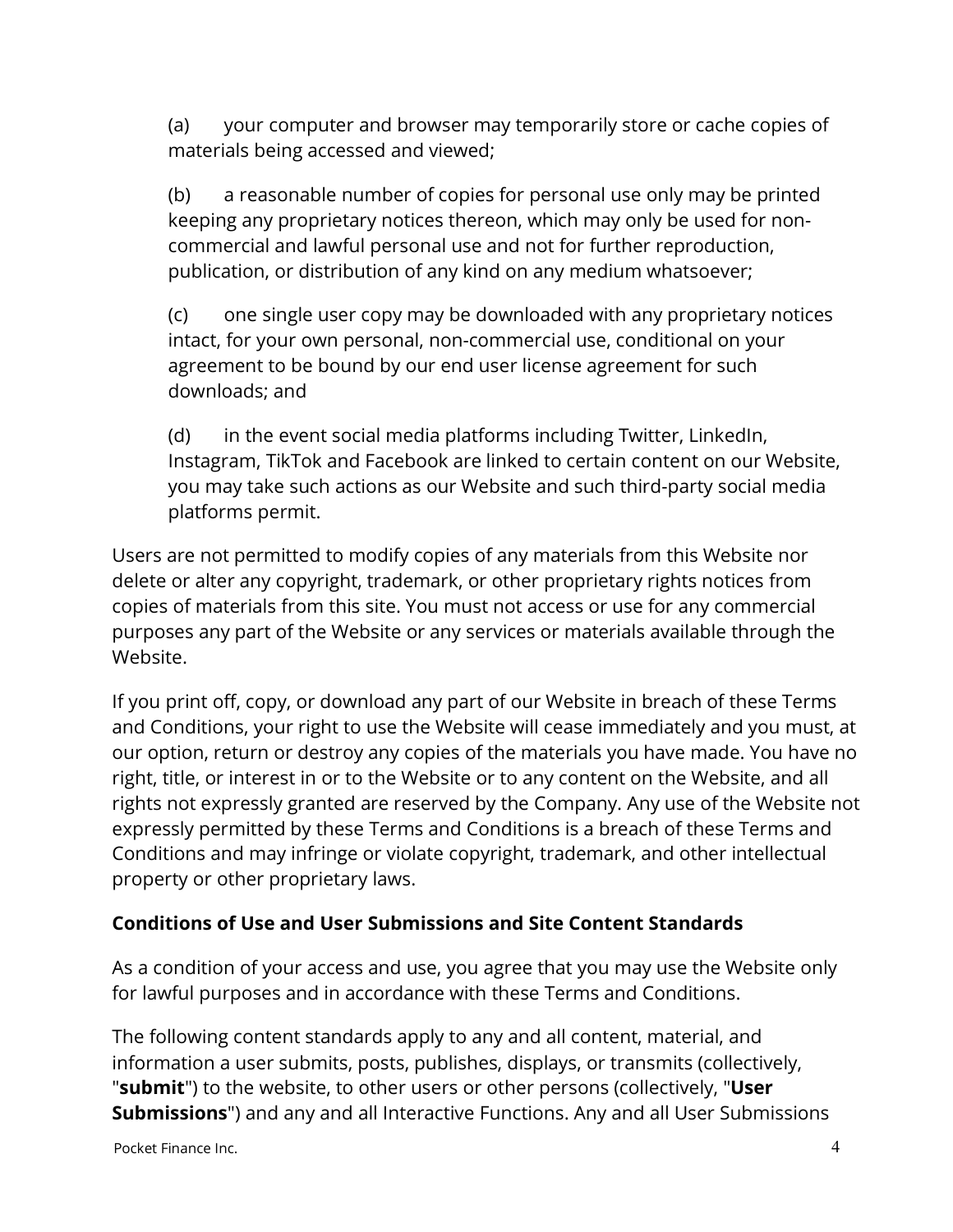(a) your computer and browser may temporarily store or cache copies of materials being accessed and viewed;

(b) a reasonable number of copies for personal use only may be printed keeping any proprietary notices thereon, which may only be used for non-commercial and lawful personal use and not for further reproduction, publication, or distribution of any kind on any medium whatsoever;

(c) one single user copy may be downloaded with any proprietary notices intact, for your own personal, non-commercial use, conditional on your agreement to be bound by our end user license agreement for such downloads; and

(d) in the event social media platforms including Twitter, LinkedIn, Instagram, TikTok and Facebook are linked to certain content on our Website, you may take such actions as our Website and such third-party social media platforms permit.

Users are not permitted to modify copies of any materials from this Website nor delete or alter any copyright, trademark, or other proprietary rights notices from copies of materials from this site. You must not access or use for any commercial purposes any part of the Website or any services or materials available through the Website.

If you print off, copy, or download any part of our Website in breach of these Terms and Conditions, your right to use the Website will cease immediately and you must, at our option, return or destroy any copies of the materials you have made. You have no right, title, or interest in or to the Website or to any content on the Website, and all rights not expressly granted are reserved by the Company. Any use of the Website not expressly permitted by these Terms and Conditions is a breach of these Terms and Conditions and may infringe or violate copyright, trademark, and other intellectual property or other proprietary laws.

**Conditions of Use and User Submissions and Site Content Standards**

As a condition of your access and use, you agree that you may use the Website only for lawful purposes and in accordance with these Terms and Conditions.

The following content standards apply to any and all content, material, and information a user submits, posts, publishes, displays, or transmits (collectively, "**submit**") to the website, to other users or other persons (collectively, "**User Submissions**") and any and all Interactive Functions. Any and all User Submissions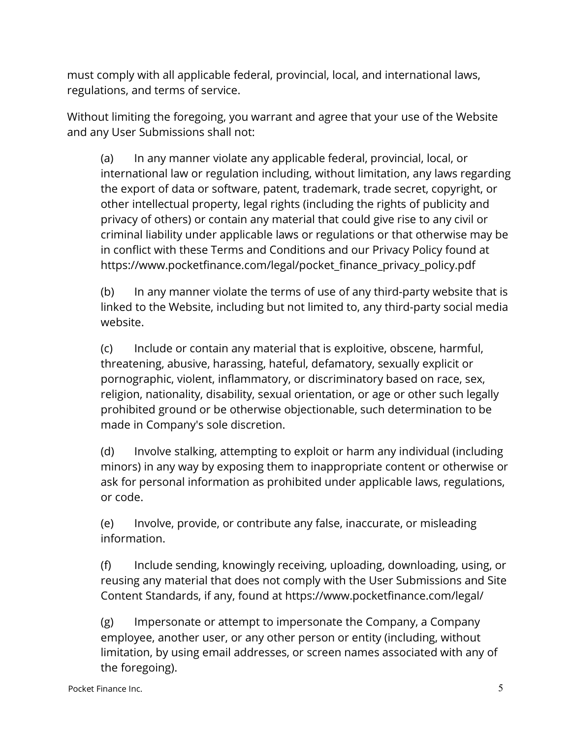must comply with all applicable federal, provincial, local, and international laws, regulations, and terms of service.

Without limiting the foregoing, you warrant and agree that your use of the Website and any User Submissions shall not:

(a) In any manner violate any applicable federal, provincial, local, or international law or regulation including, without limitation, any laws regarding the export of data or software, patent, trademark, trade secret, copyright, or other intellectual property, legal rights (including the rights of publicity and privacy of others) or contain any material that could give rise to any civil or criminal liability under applicable laws or regulations or that otherwise may be in conflict with these Terms and Conditions and our Privacy Policy found at https://www.pocketfinance.com/legal/pocket_finance_privacy_policy.pdf

(b) In any manner violate the terms of use of any third-party website that is linked to the Website, including but not limited to, any third-party social media website.

(c) Include or contain any material that is exploitive, obscene, harmful, threatening, abusive, harassing, hateful, defamatory, sexually explicit or pornographic, violent, inflammatory, or discriminatory based on race, sex, religion, nationality, disability, sexual orientation, or age or other such legally prohibited ground or be otherwise objectionable, such determination to be made in Company's sole discretion.

(d) Involve stalking, attempting to exploit or harm any individual (including minors) in any way by exposing them to inappropriate content or otherwise or ask for personal information as prohibited under applicable laws, regulations, or code.

(e) Involve, provide, or contribute any false, inaccurate, or misleading information.

(f) Include sending, knowingly receiving, uploading, downloading, using, or reusing any material that does not comply with the User Submissions and Site Content Standards, if any, found at https://www.pocketfinance.com/legal/

(g) Impersonate or attempt to impersonate the Company, a Company employee, another user, or any other person or entity (including, without limitation, by using email addresses, or screen names associated with any of the foregoing).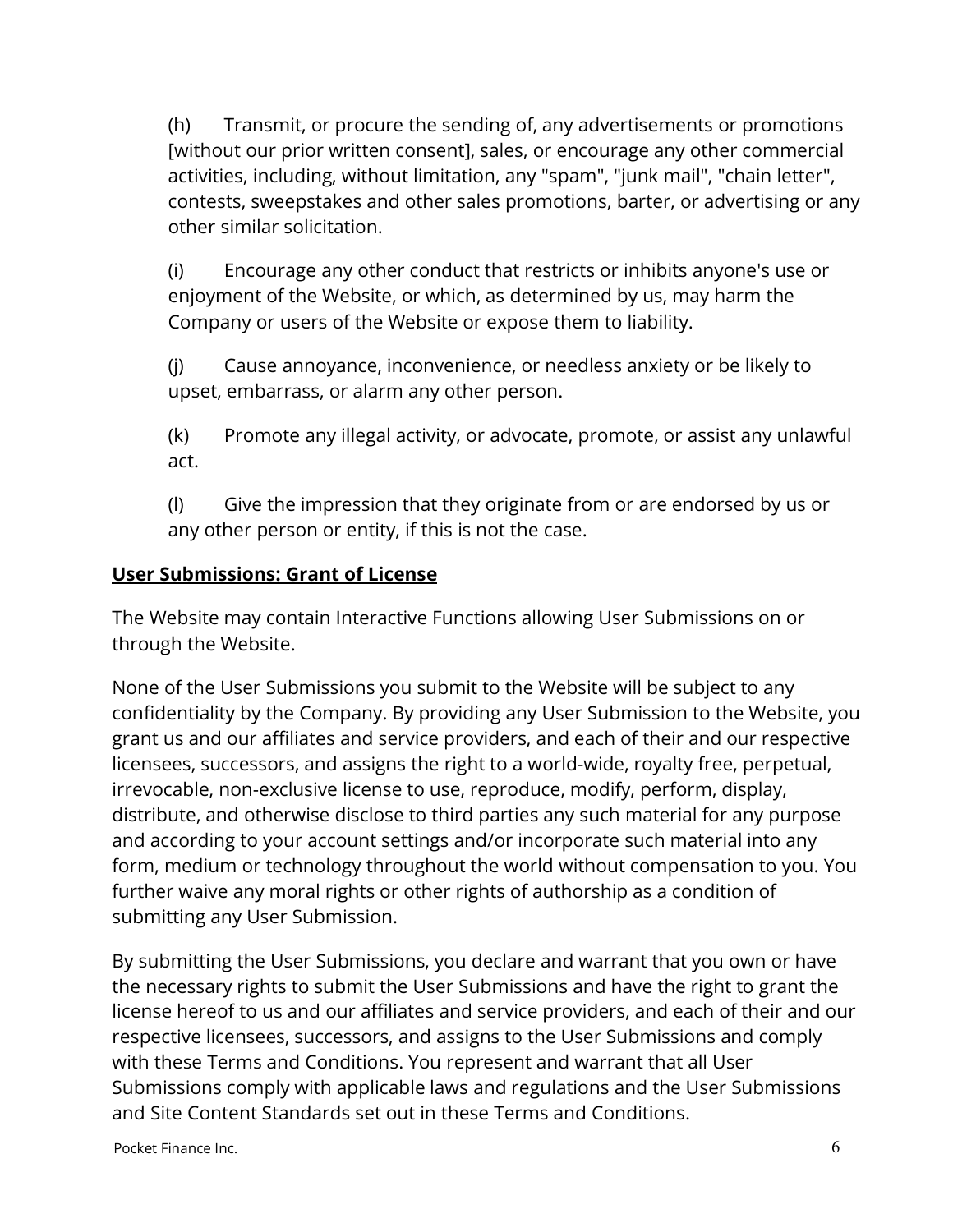(h) Transmit, or procure the sending of, any advertisements or promotions [without our prior written consent], sales, or encourage any other commercial activities, including, without limitation, any "spam", "junk mail", "chain letter", contests, sweepstakes and other sales promotions, barter, or advertising or any other similar solicitation.

(i) Encourage any other conduct that restricts or inhibits anyone's use or enjoyment of the Website, or which, as determined by us, may harm the Company or users of the Website or expose them to liability.

(j) Cause annoyance, inconvenience, or needless anxiety or be likely to upset, embarrass, or alarm any other person.

(k) Promote any illegal activity, or advocate, promote, or assist any unlawful act.

(l) Give the impression that they originate from or are endorsed by us or any other person or entity, if this is not the case.

**User Submissions: Grant of License**

The Website may contain Interactive Functions allowing User Submissions on or through the Website.

None of the User Submissions you submit to the Website will be subject to any confidentiality by the Company. By providing any User Submission to the Website, you grant us and our affiliates and service providers, and each of their and our respective licensees, successors, and assigns the right to a world-wide, royalty free, perpetual, irrevocable, non-exclusive license to use, reproduce, modify, perform, display, distribute, and otherwise disclose to third parties any such material for any purpose and according to your account settings and/or incorporate such material into any form, medium or technology throughout the world without compensation to you. You further waive any moral rights or other rights of authorship as a condition of submitting any User Submission.

By submitting the User Submissions, you declare and warrant that you own or have the necessary rights to submit the User Submissions and have the right to grant the license hereof to us and our affiliates and service providers, and each of their and our respective licensees, successors, and assigns to the User Submissions and comply with these Terms and Conditions. You represent and warrant that all User Submissions comply with applicable laws and regulations and the User Submissions and Site Content Standards set out in these Terms and Conditions.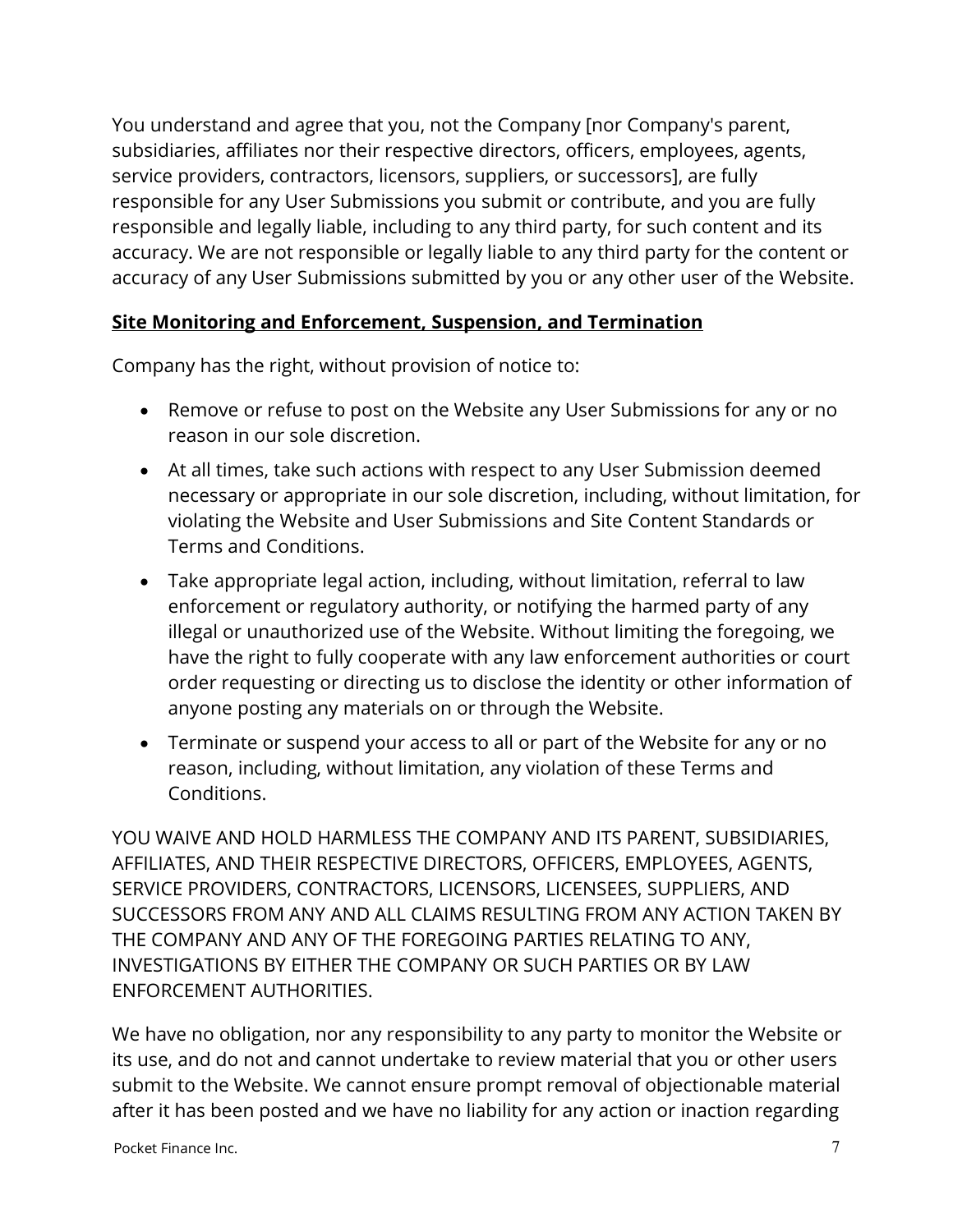You understand and agree that you, not the Company [nor Company's parent, subsidiaries, affiliates nor their respective directors, officers, employees, agents, service providers, contractors, licensors, suppliers, or successors], are fully responsible for any User Submissions you submit or contribute, and you are fully responsible and legally liable, including to any third party, for such content and its accuracy. We are not responsible or legally liable to any third party for the content or accuracy of any User Submissions submitted by you or any other user of the Website.

## **Site Monitoring and Enforcement, Suspension, and Termination**

Company has the right, without provision of notice to:

- Remove or refuse to post on the Website any User Submissions for any or no reason in our sole discretion.
- At all times, take such actions with respect to any User Submission deemed necessary or appropriate in our sole discretion, including, without limitation, for violating the Website and User Submissions and Site Content Standards or Terms and Conditions.
- Take appropriate legal action, including, without limitation, referral to law enforcement or regulatory authority, or notifying the harmed party of any illegal or unauthorized use of the Website. Without limiting the foregoing, we have the right to fully cooperate with any law enforcement authorities or court order requesting or directing us to disclose the identity or other information of anyone posting any materials on or through the Website.
- Terminate or suspend your access to all or part of the Website for any or no reason, including, without limitation, any violation of these Terms and Conditions.

YOU WAIVE AND HOLD HARMLESS THE COMPANY AND ITS PARENT, SUBSIDIARIES, AFFILIATES, AND THEIR RESPECTIVE DIRECTORS, OFFICERS, EMPLOYEES, AGENTS, SERVICE PROVIDERS, CONTRACTORS, LICENSORS, LICENSEES, SUPPLIERS, AND SUCCESSORS FROM ANY AND ALL CLAIMS RESULTING FROM ANY ACTION TAKEN BY THE COMPANY AND ANY OF THE FOREGOING PARTIES RELATING TO ANY, INVESTIGATIONS BY EITHER THE COMPANY OR SUCH PARTIES OR BY LAW ENFORCEMENT AUTHORITIES.

We have no obligation, nor any responsibility to any party to monitor the Website or its use, and do not and cannot undertake to review material that you or other users submit to the Website. We cannot ensure prompt removal of objectionable material after it has been posted and we have no liability for any action or inaction regarding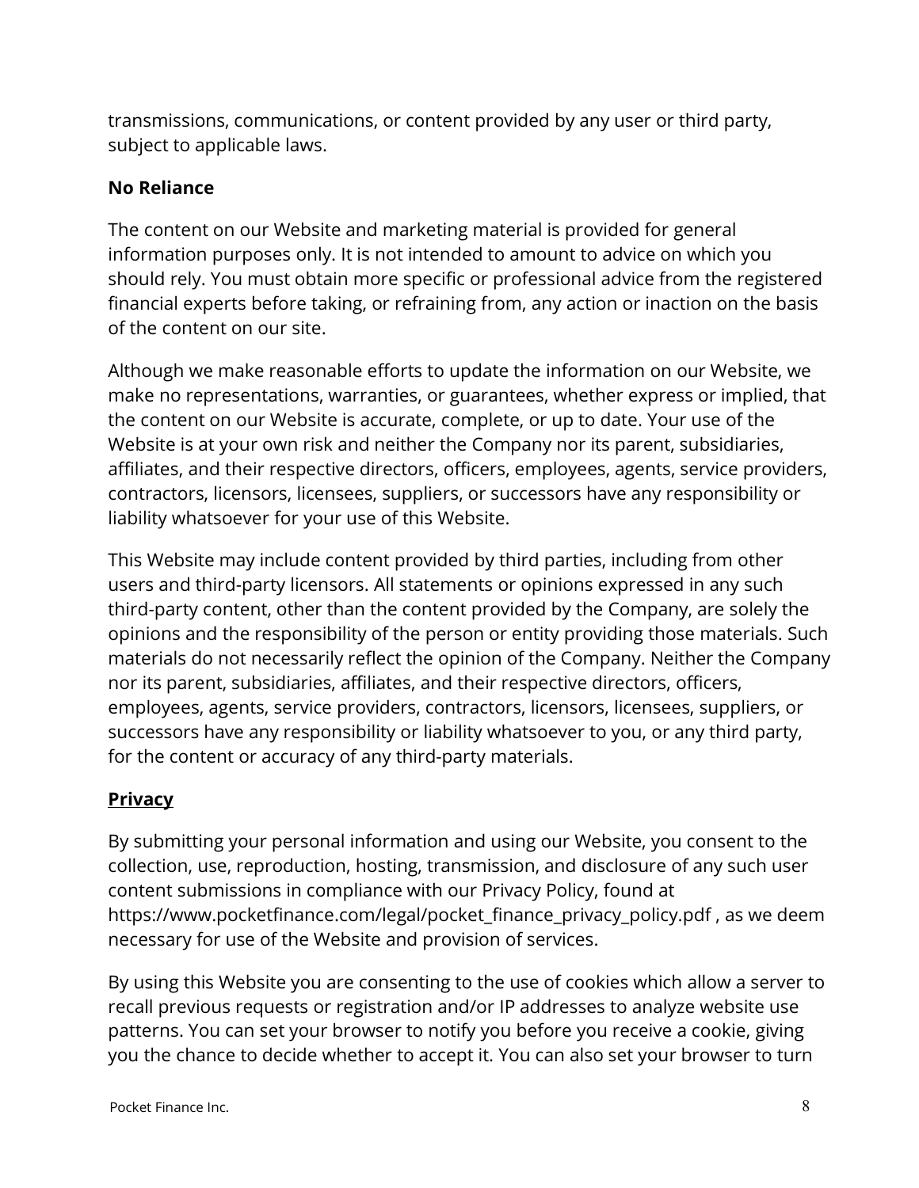transmissions, communications, or content provided by any user or third party, subject to applicable laws.

**No Reliance**

The content on our Website and marketing material is provided for general information purposes only. It is not intended to amount to advice on which you should rely. You must obtain more specific or professional advice from the registered financial experts before taking, or refraining from, any action or inaction on the basis of the content on our site.

Although we make reasonable efforts to update the information on our Website, we make no representations, warranties, or guarantees, whether express or implied, that the content on our Website is accurate, complete, or up to date. Your use of the Website is at your own risk and neither the Company nor its parent, subsidiaries, affiliates, and their respective directors, officers, employees, agents, service providers, contractors, licensors, licensees, suppliers, or successors have any responsibility or liability whatsoever for your use of this Website.

This Website may include content provided by third parties, including from other users and third-party licensors. All statements or opinions expressed in any such third-party content, other than the content provided by the Company, are solely the opinions and the responsibility of the person or entity providing those materials. Such materials do not necessarily reflect the opinion of the Company. Neither the Company nor its parent, subsidiaries, affiliates, and their respective directors, officers, employees, agents, service providers, contractors, licensors, licensees, suppliers, or successors have any responsibility or liability whatsoever to you, or any third party, for the content or accuracy of any third-party materials.

**Privacy**

By submitting your personal information and using our Website, you consent to the collection, use, reproduction, hosting, transmission, and disclosure of any such user content submissions in compliance with our Privacy Policy, found at https://www.pocketfinance.com/legal/pocket_finance_privacy_policy.pdf , as we deem necessary for use of the Website and provision of services.

By using this Website you are consenting to the use of cookies which allow a server to recall previous requests or registration and/or IP addresses to analyze website use patterns. You can set your browser to notify you before you receive a cookie, giving you the chance to decide whether to accept it. You can also set your browser to turn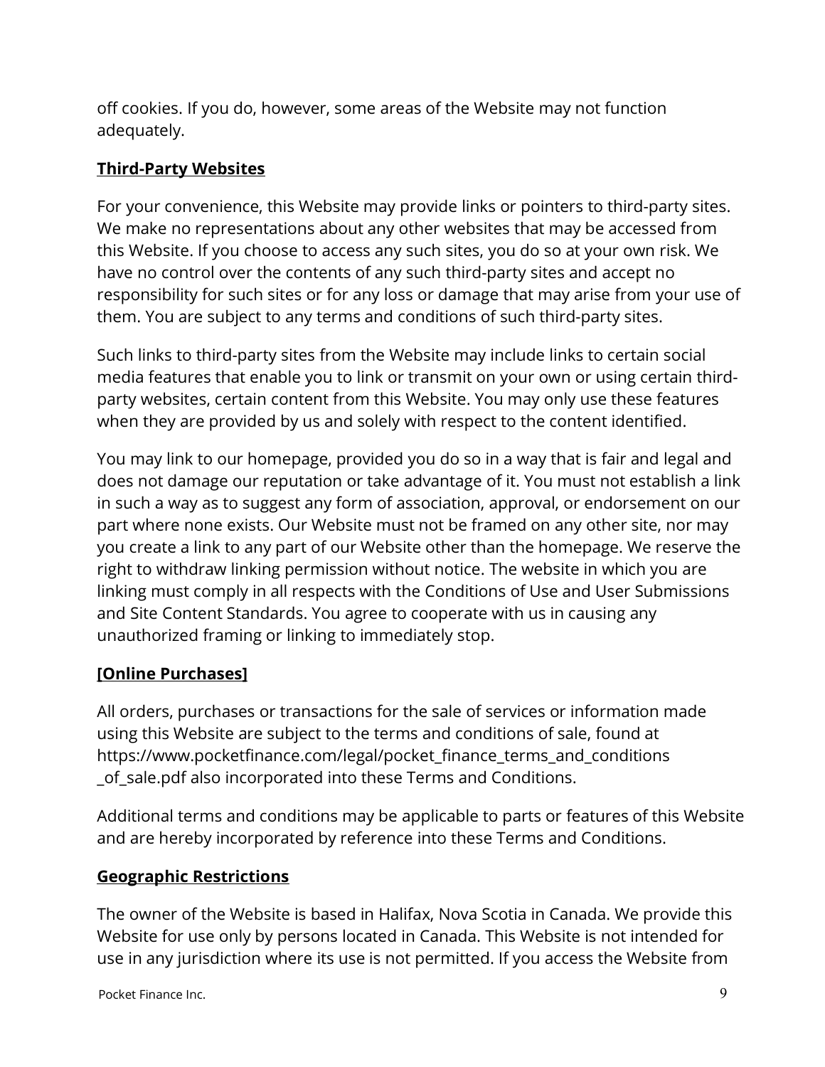off cookies. If you do, however, some areas of the Website may not function adequately.

**Third-Party Websites**

For your convenience, this Website may provide links or pointers to third-party sites. We make no representations about any other websites that may be accessed from this Website. If you choose to access any such sites, you do so at your own risk. We have no control over the contents of any such third-party sites and accept no responsibility for such sites or for any loss or damage that may arise from your use of them. You are subject to any terms and conditions of such third-party sites.

Such links to third-party sites from the Website may include links to certain social media features that enable you to link or transmit on your own or using certain third-party websites, certain content from this Website. You may only use these features when they are provided by us and solely with respect to the content identified.

You may link to our homepage, provided you do so in a way that is fair and legal and does not damage our reputation or take advantage of it. You must not establish a link in such a way as to suggest any form of association, approval, or endorsement on our part where none exists. Our Website must not be framed on any other site, nor may you create a link to any part of our Website other than the homepage. We reserve the right to withdraw linking permission without notice. The website in which you are linking must comply in all respects with the Conditions of Use and User Submissions and Site Content Standards. You agree to cooperate with us in causing any unauthorized framing or linking to immediately stop.

**[Online Purchases]**

All orders, purchases or transactions for the sale of services or information made using this Website are subject to the terms and conditions of sale, found at https://www.pocketfinance.com/legal/pocket_finance_terms_and_conditions_of_sale.pdf also incorporated into these Terms and Conditions.

Additional terms and conditions may be applicable to parts or features of this Website and are hereby incorporated by reference into these Terms and Conditions.

**Geographic Restrictions**

The owner of the Website is based in Halifax, Nova Scotia in Canada. We provide this Website for use only by persons located in Canada. This Website is not intended for use in any jurisdiction where its use is not permitted. If you access the Website from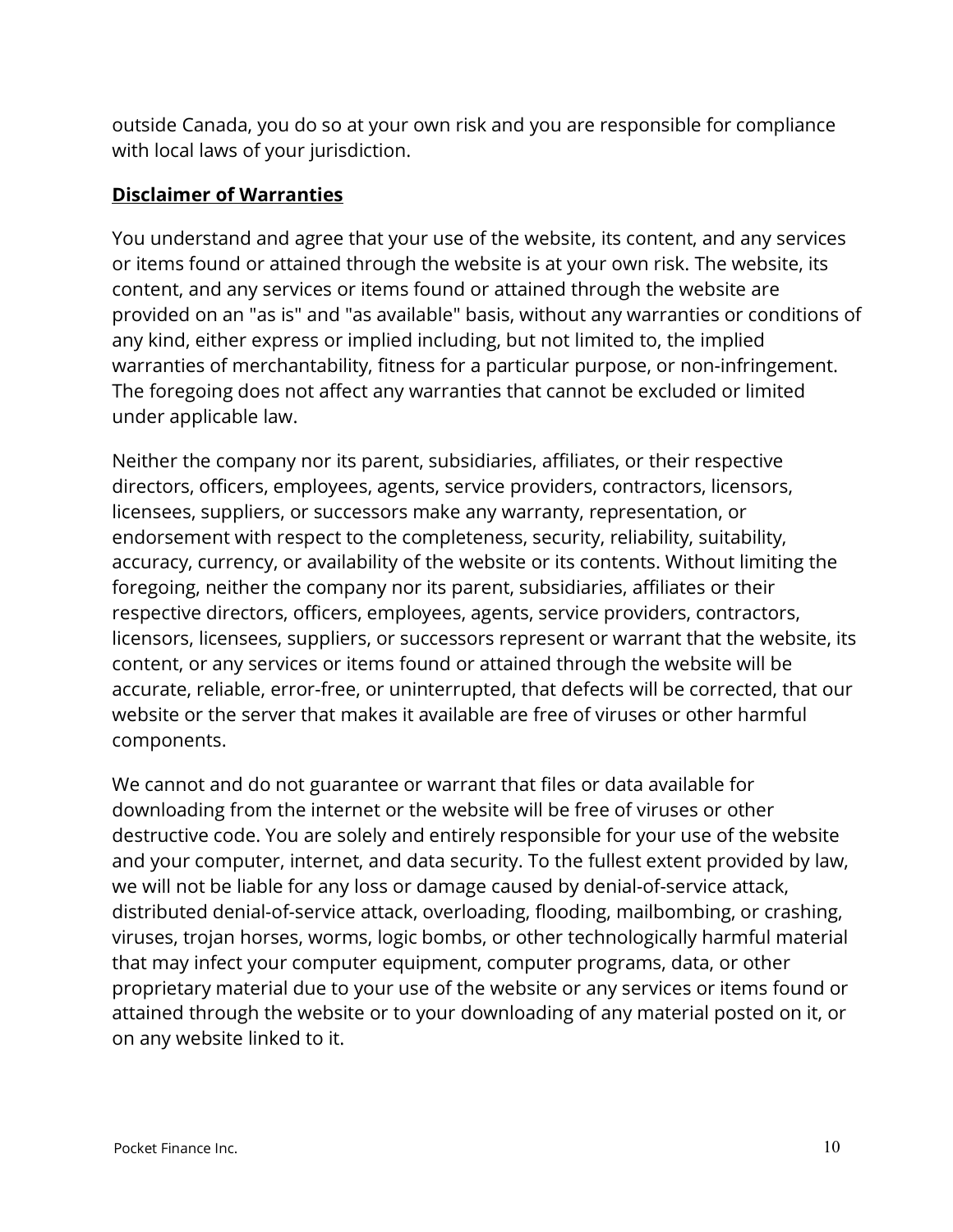outside Canada, you do so at your own risk and you are responsible for compliance with local laws of your jurisdiction.

## **Disclaimer of Warranties**

You understand and agree that your use of the website, its content, and any services or items found or attained through the website is at your own risk. The website, its content, and any services or items found or attained through the website are provided on an "as is" and "as available" basis, without any warranties or conditions of any kind, either express or implied including, but not limited to, the implied warranties of merchantability, fitness for a particular purpose, or non-infringement. The foregoing does not affect any warranties that cannot be excluded or limited under applicable law.

Neither the company nor its parent, subsidiaries, affiliates, or their respective directors, officers, employees, agents, service providers, contractors, licensors, licensees, suppliers, or successors make any warranty, representation, or endorsement with respect to the completeness, security, reliability, suitability, accuracy, currency, or availability of the website or its contents. Without limiting the foregoing, neither the company nor its parent, subsidiaries, affiliates or their respective directors, officers, employees, agents, service providers, contractors, licensors, licensees, suppliers, or successors represent or warrant that the website, its content, or any services or items found or attained through the website will be accurate, reliable, error-free, or uninterrupted, that defects will be corrected, that our website or the server that makes it available are free of viruses or other harmful components.

We cannot and do not guarantee or warrant that files or data available for downloading from the internet or the website will be free of viruses or other destructive code. You are solely and entirely responsible for your use of the website and your computer, internet, and data security. To the fullest extent provided by law, we will not be liable for any loss or damage caused by denial-of-service attack, distributed denial-of-service attack, overloading, flooding, mailbombing, or crashing, viruses, trojan horses, worms, logic bombs, or other technologically harmful material that may infect your computer equipment, computer programs, data, or other proprietary material due to your use of the website or any services or items found or attained through the website or to your downloading of any material posted on it, or on any website linked to it.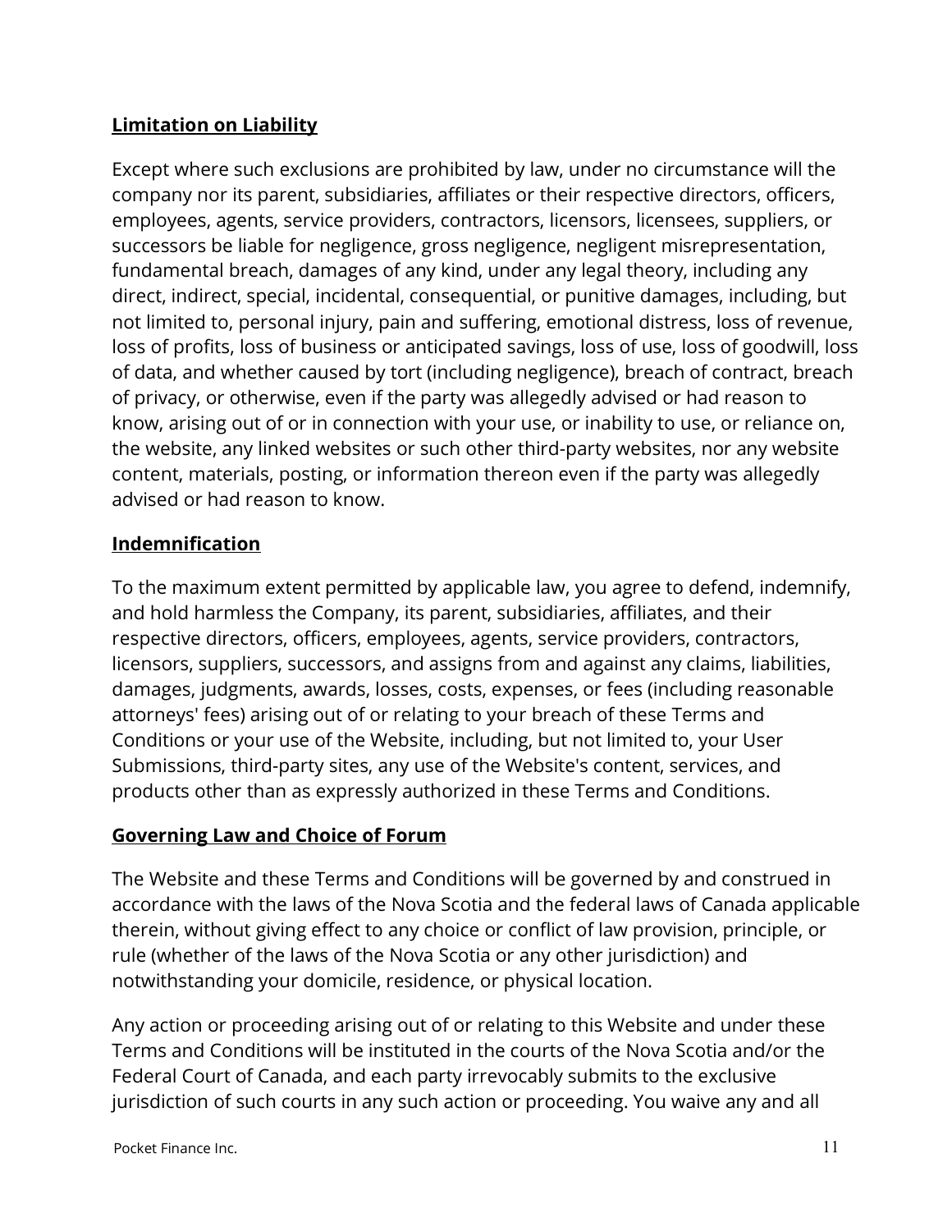## Limitation on Liability

Except where such exclusions are prohibited by law, under no circumstance will the company nor its parent, subsidiaries, affiliates or their respective directors, officers, employees, agents, service providers, contractors, licensors, licensees, suppliers, or successors be liable for negligence, gross negligence, negligent misrepresentation, fundamental breach, damages of any kind, under any legal theory, including any direct, indirect, special, incidental, consequential, or punitive damages, including, but not limited to, personal injury, pain and suffering, emotional distress, loss of revenue, loss of profits, loss of business or anticipated savings, loss of use, loss of goodwill, loss of data, and whether caused by tort (including negligence), breach of contract, breach of privacy, or otherwise, even if the party was allegedly advised or had reason to know, arising out of or in connection with your use, or inability to use, or reliance on, the website, any linked websites or such other third-party websites, nor any website content, materials, posting, or information thereon even if the party was allegedly advised or had reason to know.

## Indemnification

To the maximum extent permitted by applicable law, you agree to defend, indemnify, and hold harmless the Company, its parent, subsidiaries, affiliates, and their respective directors, officers, employees, agents, service providers, contractors, licensors, suppliers, successors, and assigns from and against any claims, liabilities, damages, judgments, awards, losses, costs, expenses, or fees (including reasonable attorneys' fees) arising out of or relating to your breach of these Terms and Conditions or your use of the Website, including, but not limited to, your User Submissions, third-party sites, any use of the Website's content, services, and products other than as expressly authorized in these Terms and Conditions.

## Governing Law and Choice of Forum

The Website and these Terms and Conditions will be governed by and construed in accordance with the laws of the Nova Scotia and the federal laws of Canada applicable therein, without giving effect to any choice or conflict of law provision, principle, or rule (whether of the laws of the Nova Scotia or any other jurisdiction) and notwithstanding your domicile, residence, or physical location.

Any action or proceeding arising out of or relating to this Website and under these Terms and Conditions will be instituted in the courts of the Nova Scotia and/or the Federal Court of Canada, and each party irrevocably submits to the exclusive jurisdiction of such courts in any such action or proceeding. You waive any and all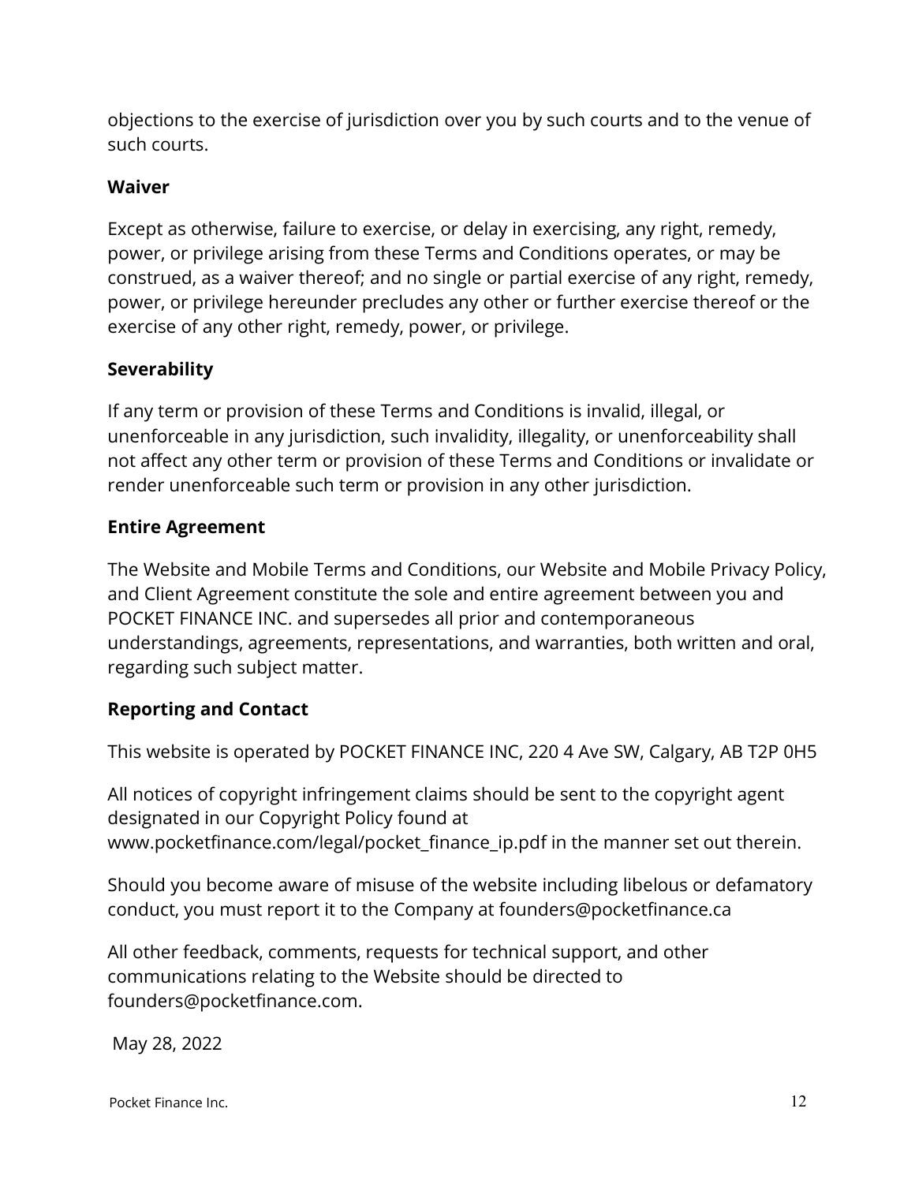objections to the exercise of jurisdiction over you by such courts and to the venue of such courts.

### Waiver

Except as otherwise, failure to exercise, or delay in exercising, any right, remedy, power, or privilege arising from these Terms and Conditions operates, or may be construed, as a waiver thereof; and no single or partial exercise of any right, remedy, power, or privilege hereunder precludes any other or further exercise thereof or the exercise of any other right, remedy, power, or privilege.

### Severability

If any term or provision of these Terms and Conditions is invalid, illegal, or unenforceable in any jurisdiction, such invalidity, illegality, or unenforceability shall not affect any other term or provision of these Terms and Conditions or invalidate or render unenforceable such term or provision in any other jurisdiction.

### Entire Agreement

The Website and Mobile Terms and Conditions, our Website and Mobile Privacy Policy, and Client Agreement constitute the sole and entire agreement between you and POCKET FINANCE INC. and supersedes all prior and contemporaneous understandings, agreements, representations, and warranties, both written and oral, regarding such subject matter.

### Reporting and Contact

This website is operated by POCKET FINANCE INC, 220 4 Ave SW, Calgary, AB T2P 0H5

All notices of copyright infringement claims should be sent to the copyright agent designated in our Copyright Policy found at www.pocketfinance.com/legal/pocket_finance_ip.pdf in the manner set out therein.

Should you become aware of misuse of the website including libelous or defamatory conduct, you must report it to the Company at founders@pocketfinance.ca

All other feedback, comments, requests for technical support, and other communications relating to the Website should be directed to founders@pocketfinance.com.

May 28, 2022